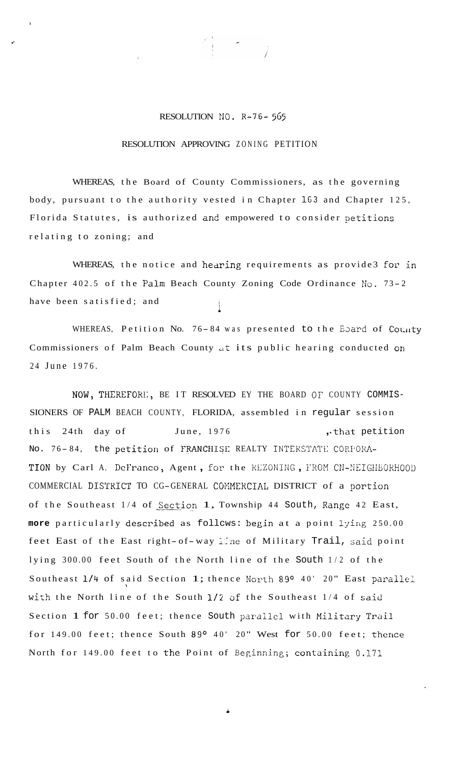RESOLUTION NO. R-76-565

RESOLUTION APPROVING ZONING PETITION

WHEREAS, the Board of County Commissioners, as the governing body, pursuant to the authority vested in Chapter 163 and Chapter 125, Florida Statutes, is authorized and empowered to consider petitions relating to zoning; and

WHEREAS, the notice and hearing requirements as provided for in Chapter 402.5 of the Palm Beach County Zoning Code Ordinance No. 73-2 have been satisfied; and

WHEREAS, Petition No. 76-84 was presented to the Board of County Commissioners of Palm Beach County at its public hearing conducted on 24 June 1976.

NOW, THEREFORE, BE IT RESOLVED BY THE BOARD OF COUNTY COMMISSIONERS OF PALM BEACH COUNTY, FLORIDA, assembled in regular session this 24th day of June, 1976, that petition No. 76-84, the petition of FRANCHISE REALTY INTERSTATE CORPORATION by Carl A. DeFranco, Agent, for the REZONING, FROM CN-NEIGHBORHOOD COMMERCIAL DISTRICT TO CG-GENERAL COMMERCIAL DISTRICT of a portion of the Southeast 1/4 of Section 1, Township 44 South, Range 42 East, more particularly described as follows: begin at a point lying 250.00 feet East of the East right-of-way line of Military Trail, said point lying 300.00 feet South of the North line of the South 1/2 of the Southeast 1/4 of said Section 1; thence North 89° 40' 20" East parallel with the North line of the South 1/2 of the Southeast 1/4 of said Section 1 for 50.00 feet; thence South parallel with Military Trail for 149.00 feet; thence South 89° 40' 20" West for 50.00 feet; thence North for 149.00 feet to the Point of Beginning; containing 0.171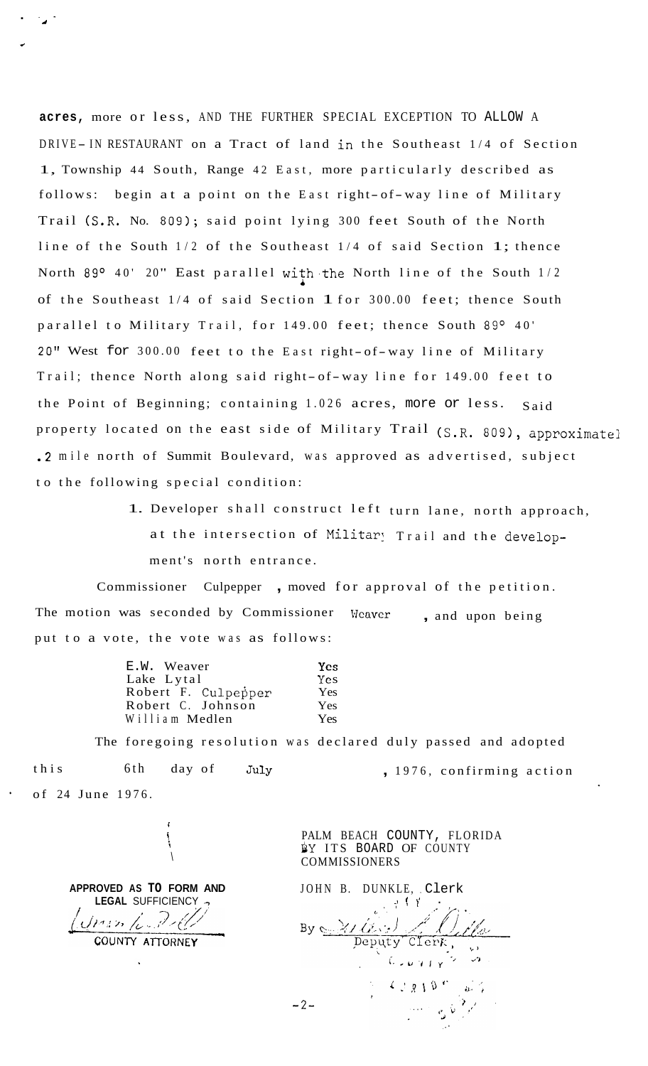acres, more or less, AND THE FURTHER SPECIAL EXCEPTION TO ALLOW A DRIVE-IN RESTAURANT on a Tract of land in the Southeast 1/4 of Section 1, Township 44 South, Range 42 East, more particularly described as follows: begin at a point on the East right-of-way line of Military Trail (S.R. No. 809); said point lying 300 feet South of the North line of the South 1/2 of the Southeast 1/4 of said Section 1; thence North 89° 40' 20" East parallel with the North line of the South 1/2 of the Southeast 1/4 of said Section 1 for 300.00 feet; thence South parallel to Military Trail, for 149.00 feet; thence South 89° 40' 20" West for 300.00 feet to the East right-of-way line of Military Trail; thence North along said right-of-way line for 149.00 feet to the Point of Beginning; containing 1.026 acres, more or less. Said property located on the east side of Military Trail (S.R. 809), approximatel .2 mile north of Summit Boulevard, was approved as advertised, subject to the following special condition:

1. Developer shall construct left turn lane, north approach, at the intersection of Military Trail and the development's north entrance.

Commissioner Culpepper, moved for approval of the petition. The motion was seconded by Commissioner Weaver, and upon being put to a vote, the vote was as follows:

| | |
|---|---|
| E.W. Weaver | Yes |
| Lake Lytal | Yes |
| Robert F. Culpepper | Yes |
| Robert C. Johnson | Yes |
| William Medlen | Yes |

The foregoing resolution was declared duly passed and adopted this 6th day of July, 1976, confirming action of 24 June 1976.

APPROVED AS TO FORM AND LEGAL SUFFICIENCY

COUNTY ATTORNEY

PALM BEACH COUNTY, FLORIDA
BY ITS BOARD OF COUNTY COMMISSIONERS

JOHN B. DUNKLE, Clerk

By ____________
Deputy Clerk